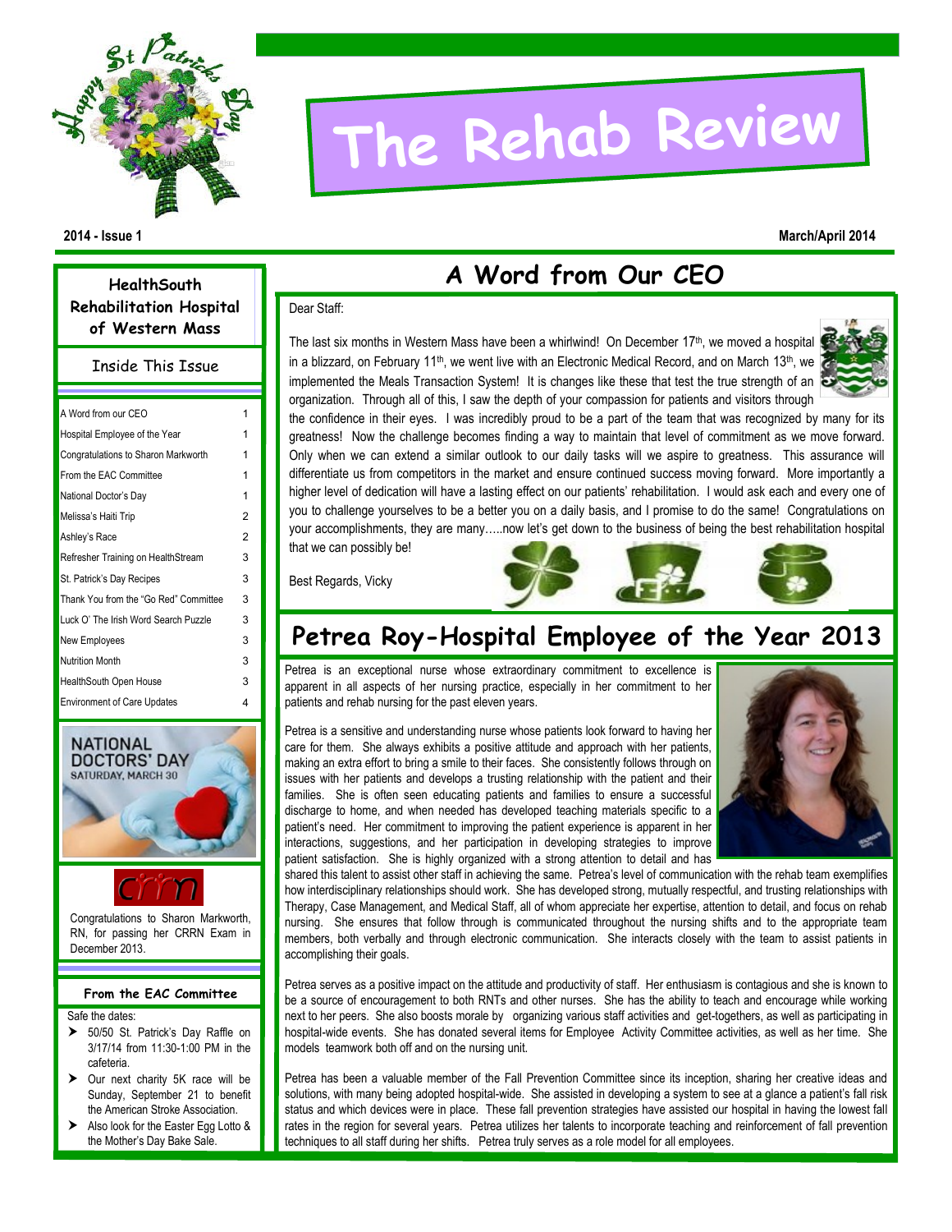# The Rehab Review

**2014 - Issue 1** | **March/April 2014**

## HealthSouth Rehabilitation Hospital of Western Mass

### Inside This Issue

| | |
|---|---|
| A Word from our CEO | 1 |
| Hospital Employee of the Year | 1 |
| Congratulations to Sharon Markworth | 1 |
| From the EAC Committee | 1 |
| National Doctor's Day | 1 |
| Melissa's Haiti Trip | 2 |
| Ashley's Race | 2 |
| Refresher Training on HealthStream | 3 |
| St. Patrick's Day Recipes | 3 |
| Thank You from the "Go Red" Committee | 3 |
| Luck O' The Irish Word Search Puzzle | 3 |
| New Employees | 3 |
| Nutrition Month | 3 |
| HealthSouth Open House | 3 |
| Environment of Care Updates | 4 |

NATIONAL DOCTORS' DAY
SATURDAY, MARCH 30

Congratulations to Sharon Markworth, RN, for passing her CRRN Exam in December 2013.

### From the EAC Committee

Safe the dates:

- 50/50 St. Patrick's Day Raffle on 3/17/14 from 11:30-1:00 PM in the cafeteria.
- Our next charity 5K race will be Sunday, September 21 to benefit the American Stroke Association.
- Also look for the Easter Egg Lotto & the Mother's Day Bake Sale.

## A Word from Our CEO

Dear Staff:

The last six months in Western Mass have been a whirlwind! On December 17th, we moved a hospital in a blizzard, on February 11th, we went live with an Electronic Medical Record, and on March 13th, we implemented the Meals Transaction System! It is changes like these that test the true strength of an organization. Through all of this, I saw the depth of your compassion for patients and visitors through the confidence in their eyes. I was incredibly proud to be a part of the team that was recognized by many for its greatness! Now the challenge becomes finding a way to maintain that level of commitment as we move forward. Only when we can extend a similar outlook to our daily tasks will we aspire to greatness. This assurance will differentiate us from competitors in the market and ensure continued success moving forward. More importantly a higher level of dedication will have a lasting effect on our patients' rehabilitation. I would ask each and every one of you to challenge yourselves to be a better you on a daily basis, and I promise to do the same! Congratulations on your accomplishments, they are many…..now let's get down to the business of being the best rehabilitation hospital that we can possibly be!

Best Regards, Vicky

## Petrea Roy-Hospital Employee of the Year 2013

Petrea is an exceptional nurse whose extraordinary commitment to excellence is apparent in all aspects of her nursing practice, especially in her commitment to her patients and rehab nursing for the past eleven years.

Petrea is a sensitive and understanding nurse whose patients look forward to having her care for them. She always exhibits a positive attitude and approach with her patients, making an extra effort to bring a smile to their faces. She consistently follows through on issues with her patients and develops a trusting relationship with the patient and their families. She is often seen educating patients and families to ensure a successful discharge to home, and when needed has developed teaching materials specific to a patient's need. Her commitment to improving the patient experience is apparent in her interactions, suggestions, and her participation in developing strategies to improve patient satisfaction. She is highly organized with a strong attention to detail and has shared this talent to assist other staff in achieving the same. Petrea's level of communication with the rehab team exemplifies how interdisciplinary relationships should work. She has developed strong, mutually respectful, and trusting relationships with Therapy, Case Management, and Medical Staff, all of whom appreciate her expertise, attention to detail, and focus on rehab nursing. She ensures that follow through is communicated throughout the nursing shifts and to the appropriate team members, both verbally and through electronic communication. She interacts closely with the team to assist patients in accomplishing their goals.

Petrea serves as a positive impact on the attitude and productivity of staff. Her enthusiasm is contagious and she is known to be a source of encouragement to both RNTs and other nurses. She has the ability to teach and encourage while working next to her peers. She also boosts morale by organizing various staff activities and get-togethers, as well as participating in hospital-wide events. She has donated several items for Employee Activity Committee activities, as well as her time. She models teamwork both off and on the nursing unit.

Petrea has been a valuable member of the Fall Prevention Committee since its inception, sharing her creative ideas and solutions, with many being adopted hospital-wide. She assisted in developing a system to see at a glance a patient's fall risk status and which devices were in place. These fall prevention strategies have assisted our hospital in having the lowest fall rates in the region for several years. Petrea utilizes her talents to incorporate teaching and reinforcement of fall prevention techniques to all staff during her shifts. Petrea truly serves as a role model for all employees.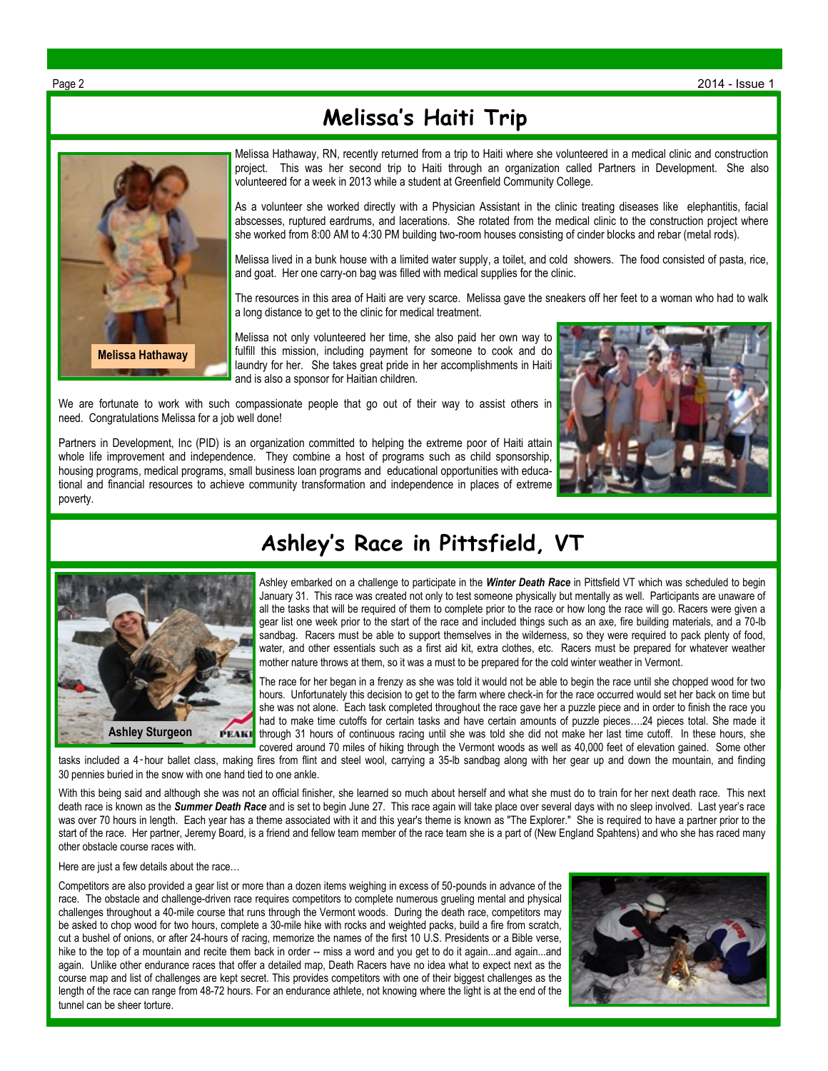# Melissa's Haiti Trip

Melissa Hathaway

Melissa Hathaway, RN, recently returned from a trip to Haiti where she volunteered in a medical clinic and construction project. This was her second trip to Haiti through an organization called Partners in Development. She also volunteered for a week in 2013 while a student at Greenfield Community College.

As a volunteer she worked directly with a Physician Assistant in the clinic treating diseases like elephantitis, facial abscesses, ruptured eardrums, and lacerations. She rotated from the medical clinic to the construction project where she worked from 8:00 AM to 4:30 PM building two-room houses consisting of cinder blocks and rebar (metal rods).

Melissa lived in a bunk house with a limited water supply, a toilet, and cold showers. The food consisted of pasta, rice, and goat. Her one carry-on bag was filled with medical supplies for the clinic.

The resources in this area of Haiti are very scarce. Melissa gave the sneakers off her feet to a woman who had to walk a long distance to get to the clinic for medical treatment.

Melissa not only volunteered her time, she also paid her own way to fulfill this mission, including payment for someone to cook and do laundry for her. She takes great pride in her accomplishments in Haiti and is also a sponsor for Haitian children.

We are fortunate to work with such compassionate people that go out of their way to assist others in need. Congratulations Melissa for a job well done!

Partners in Development, Inc (PID) is an organization committed to helping the extreme poor of Haiti attain whole life improvement and independence. They combine a host of programs such as child sponsorship, housing programs, medical programs, small business loan programs and educational opportunities with educational and financial resources to achieve community transformation and independence in places of extreme poverty.

# Ashley's Race in Pittsfield, VT

Ashley Sturgeon

Ashley embarked on a challenge to participate in the ***Winter Death Race*** in Pittsfield VT which was scheduled to begin January 31. This race was created not only to test someone physically but mentally as well. Participants are unaware of all the tasks that will be required of them to complete prior to the race or how long the race will go. Racers were given a gear list one week prior to the start of the race and included things such as an axe, fire building materials, and a 70-lb sandbag. Racers must be able to support themselves in the wilderness, so they were required to pack plenty of food, water, and other essentials such as a first aid kit, extra clothes, etc. Racers must be prepared for whatever weather mother nature throws at them, so it was a must to be prepared for the cold winter weather in Vermont.

The race for her began in a frenzy as she was told it would not be able to begin the race until she chopped wood for two hours. Unfortunately this decision to get to the farm where check-in for the race occurred would set her back on time but she was not alone. Each task completed throughout the race gave her a puzzle piece and in order to finish the race you had to make time cutoffs for certain tasks and have certain amounts of puzzle pieces….24 pieces total. She made it through 31 hours of continuous racing until she was told she did not make her last time cutoff. In these hours, she covered around 70 miles of hiking through the Vermont woods as well as 40,000 feet of elevation gained. Some other tasks included a 4-hour ballet class, making fires from flint and steel wool, carrying a 35-lb sandbag along with her gear up and down the mountain, and finding 30 pennies buried in the snow with one hand tied to one ankle.

With this being said and although she was not an official finisher, she learned so much about herself and what she must do to train for her next death race. This next death race is known as the ***Summer Death Race*** and is set to begin June 27. This race again will take place over several days with no sleep involved. Last year's race was over 70 hours in length. Each year has a theme associated with it and this year's theme is known as "The Explorer." She is required to have a partner prior to the start of the race. Her partner, Jeremy Board, is a friend and fellow team member of the race team she is a part of (New England Spahtens) and who she has raced many other obstacle course races with.

Here are just a few details about the race…

Competitors are also provided a gear list or more than a dozen items weighing in excess of 50-pounds in advance of the race. The obstacle and challenge-driven race requires competitors to complete numerous grueling mental and physical challenges throughout a 40-mile course that runs through the Vermont woods. During the death race, competitors may be asked to chop wood for two hours, complete a 30-mile hike with rocks and weighted packs, build a fire from scratch, cut a bushel of onions, or after 24-hours of racing, memorize the names of the first 10 U.S. Presidents or a Bible verse, hike to the top of a mountain and recite them back in order -- miss a word and you get to do it again...and again...and again. Unlike other endurance races that offer a detailed map, Death Racers have no idea what to expect next as the course map and list of challenges are kept secret. This provides competitors with one of their biggest challenges as the length of the race can range from 48-72 hours. For an endurance athlete, not knowing where the light is at the end of the tunnel can be sheer torture.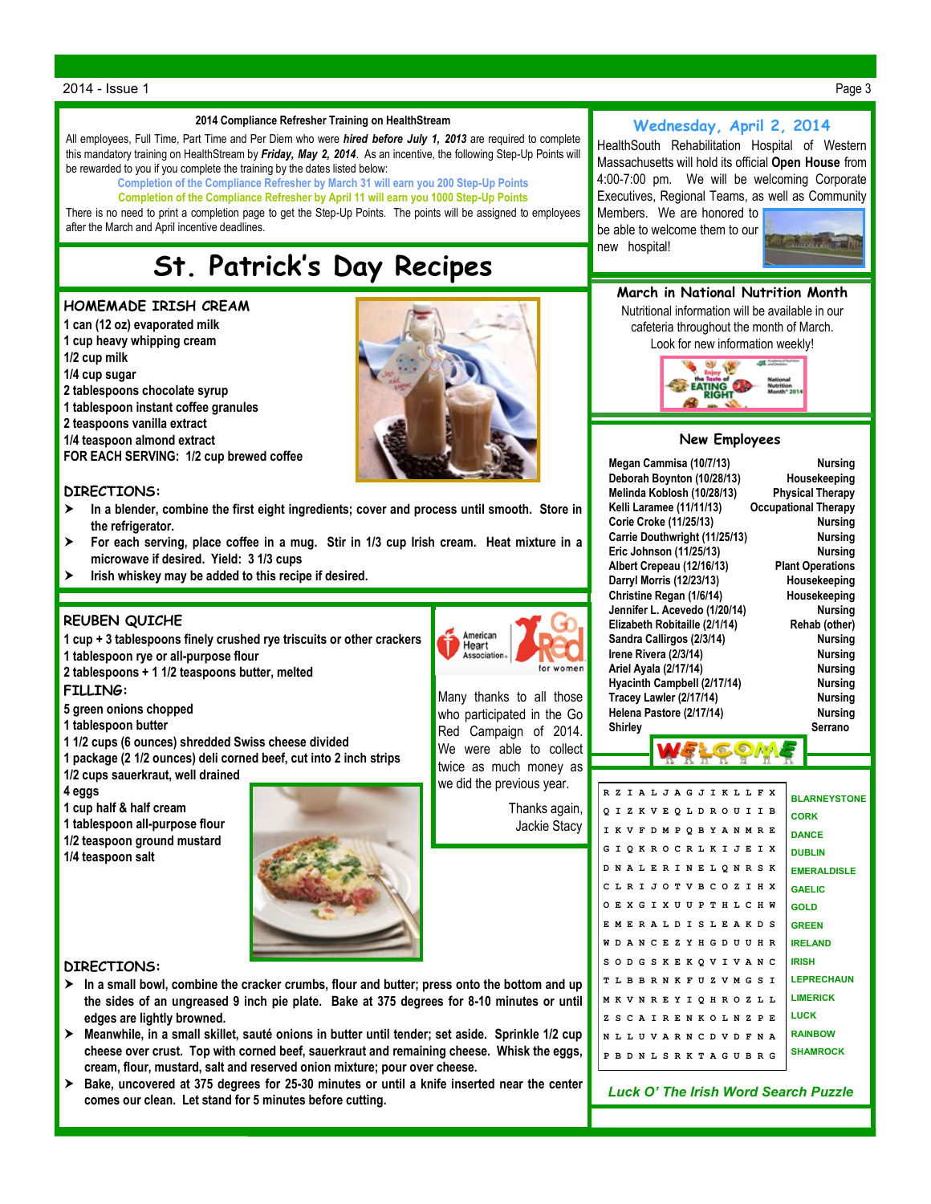## 2014 Compliance Refresher Training on HealthStream

All employees, Full Time, Part Time and Per Diem who were ***hired before July 1, 2013*** are required to complete this mandatory training on HealthStream by ***Friday, May 2, 2014***. As an incentive, the following Step-Up Points will be rewarded to you if you complete the training by the dates listed below:

**Completion of the Compliance Refresher by March 31 will earn you 200 Step-Up Points**
**Completion of the Compliance Refresher by April 11 will earn you 1000 Step-Up Points**

There is no need to print a completion page to get the Step-Up Points. The points will be assigned to employees after the March and April incentive deadlines.

# St. Patrick's Day Recipes

## HOMEMADE IRISH CREAM

**1 can (12 oz) evaporated milk**
**1 cup heavy whipping cream**
**1/2 cup milk**
**1/4 cup sugar**
**2 tablespoons chocolate syrup**
**1 tablespoon instant coffee granules**
**2 teaspoons vanilla extract**
**1/4 teaspoon almond extract**
**FOR EACH SERVING: 1/2 cup brewed coffee**

### DIRECTIONS:

- **In a blender, combine the first eight ingredients; cover and process until smooth. Store in the refrigerator.**
- **For each serving, place coffee in a mug. Stir in 1/3 cup Irish cream. Heat mixture in a microwave if desired. Yield: 3 1/3 cups**
- **Irish whiskey may be added to this recipe if desired.**

## REUBEN QUICHE

**1 cup + 3 tablespoons finely crushed rye triscuits or other crackers**
**1 tablespoon rye or all-purpose flour**
**2 tablespoons + 1 1/2 teaspoons butter, melted**

### FILLING:

**5 green onions chopped**
**1 tablespoon butter**
**1 1/2 cups (6 ounces) shredded Swiss cheese divided**
**1 package (2 1/2 ounces) deli corned beef, cut into 2 inch strips**
**1/2 cups sauerkraut, well drained**
**4 eggs**
**1 cup half & half cream**
**1 tablespoon all-purpose flour**
**1/2 teaspoon ground mustard**
**1/4 teaspoon salt**

### DIRECTIONS:

- **In a small bowl, combine the cracker crumbs, flour and butter; press onto the bottom and up the sides of an ungreased 9 inch pie plate. Bake at 375 degrees for 8-10 minutes or until edges are lightly browned.**
- **Meanwhile, in a small skillet, sauté onions in butter until tender; set aside. Sprinkle 1/2 cup cheese over crust. Top with corned beef, sauerkraut and remaining cheese. Whisk the eggs, cream, flour, mustard, salt and reserved onion mixture; pour over cheese.**
- **Bake, uncovered at 375 degrees for 25-30 minutes or until a knife inserted near the center comes our clean. Let stand for 5 minutes before cutting.**

American Heart Association. Go Red for women

Many thanks to all those who participated in the Go Red Campaign of 2014. We were able to collect twice as much money as we did the previous year.

Thanks again,
Jackie Stacy

## Wednesday, April 2, 2014

HealthSouth Rehabilitation Hospital of Western Massachusetts will hold its official **Open House** from 4:00-7:00 pm. We will be welcoming Corporate Executives, Regional Teams, as well as Community Members. We are honored to be able to welcome them to our new hospital!

## March in National Nutrition Month

Nutritional information will be available in our cafeteria throughout the month of March. Look for new information weekly!

Enjoy the Taste of EATING RIGHT — National Nutrition Month® 2014

## New Employees

| Name | Department |
|---|---|
| Megan Cammisa (10/7/13) | Nursing |
| Deborah Boynton (10/28/13) | Housekeeping |
| Melinda Koblosh (10/28/13) | Physical Therapy |
| Kelli Laramee (11/11/13) | Occupational Therapy |
| Corie Croke (11/25/13) | Nursing |
| Carrie Douthwright (11/25/13) | Nursing |
| Eric Johnson (11/25/13) | Nursing |
| Albert Crepeau (12/16/13) | Plant Operations |
| Darryl Morris (12/23/13) | Housekeeping |
| Christine Regan (1/6/14) | Housekeeping |
| Jennifer L. Acevedo (1/20/14) | Nursing |
| Elizabeth Robitaille (2/1/14) | Rehab (other) |
| Sandra Callirgos (2/3/14) | Nursing |
| Irene Rivera (2/3/14) | Nursing |
| Ariel Ayala (2/17/14) | Nursing |
| Hyacinth Campbell (2/17/14) | Nursing |
| Tracey Lawler (2/17/14) | Nursing |
| Helena Pastore (2/17/14) | Nursing |
| Shirley | Serrano |

WELCOME

```
R Z I A L J A G J I K L L F X
Q I Z K V E Q L D R O U I I B
I K V F D M P Q B Y A N M R E
G I Q K R O C R L K I J E I X
D N A L E R I N E L Q N R S K
C L R I J O T V B C O Z I H X
O E X G I X U U P T H L C H W
E M E R A L D I S L E A K D S
W D A N C E Z Y H G D U U H R
S O D G S K E K Q V I V A N C
T L B B R N K F U Z V M G S I
M K V N R E Y I Q H R O Z L L
Z S C A I R E N K O L N Z P E
N L L U V A R N C D V D F N A
P B D N L S R K T A G U B R G
```

BLARNEYSTONE
CORK
DANCE
DUBLIN
EMERALDISLE
GAELIC
GOLD
GREEN
IRELAND
IRISH
LEPRECHAUN
LIMERICK
LUCK
RAINBOW
SHAMROCK

*Luck O' The Irish Word Search Puzzle*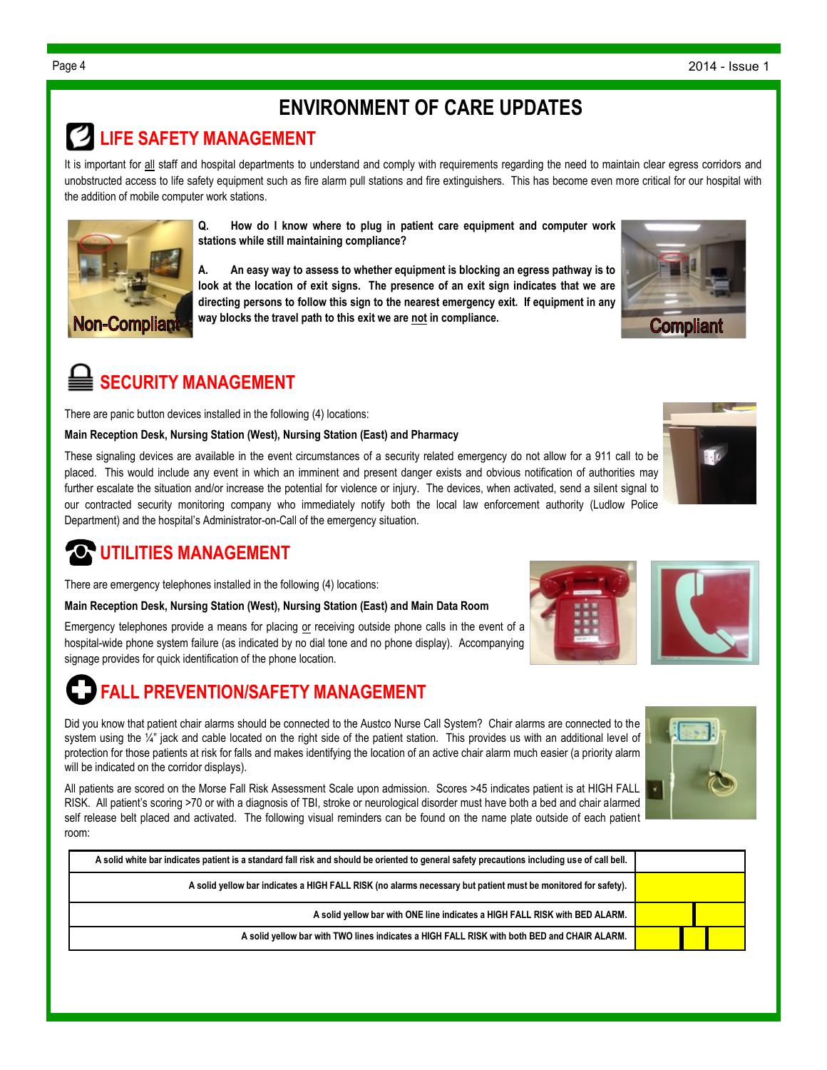# ENVIRONMENT OF CARE UPDATES

## LIFE SAFETY MANAGEMENT

It is important for all staff and hospital departments to understand and comply with requirements regarding the need to maintain clear egress corridors and unobstructed access to life safety equipment such as fire alarm pull stations and fire extinguishers. This has become even more critical for our hospital with the addition of mobile computer work stations.

Non-Compliant

**Q. How do I know where to plug in patient care equipment and computer work stations while still maintaining compliance?**

**A. An easy way to assess to whether equipment is blocking an egress pathway is to look at the location of exit signs. The presence of an exit sign indicates that we are directing persons to follow this sign to the nearest emergency exit. If equipment in any way blocks the travel path to this exit we are not in compliance.**

Compliant

## SECURITY MANAGEMENT

There are panic button devices installed in the following (4) locations:

**Main Reception Desk, Nursing Station (West), Nursing Station (East) and Pharmacy**

These signaling devices are available in the event circumstances of a security related emergency do not allow for a 911 call to be placed. This would include any event in which an imminent and present danger exists and obvious notification of authorities may further escalate the situation and/or increase the potential for violence or injury. The devices, when activated, send a silent signal to our contracted security monitoring company who immediately notify both the local law enforcement authority (Ludlow Police Department) and the hospital's Administrator-on-Call of the emergency situation.

## UTILITIES MANAGEMENT

There are emergency telephones installed in the following (4) locations:

**Main Reception Desk, Nursing Station (West), Nursing Station (East) and Main Data Room**

Emergency telephones provide a means for placing or receiving outside phone calls in the event of a hospital-wide phone system failure (as indicated by no dial tone and no phone display). Accompanying signage provides for quick identification of the phone location.

## FALL PREVENTION/SAFETY MANAGEMENT

Did you know that patient chair alarms should be connected to the Austco Nurse Call System? Chair alarms are connected to the system using the ¼" jack and cable located on the right side of the patient station. This provides us with an additional level of protection for those patients at risk for falls and makes identifying the location of an active chair alarm much easier (a priority alarm will be indicated on the corridor displays).

All patients are scored on the Morse Fall Risk Assessment Scale upon admission. Scores >45 indicates patient is at HIGH FALL RISK. All patient's scoring >70 or with a diagnosis of TBI, stroke or neurological disorder must have both a bed and chair alarmed self release belt placed and activated. The following visual reminders can be found on the name plate outside of each patient room:

| | |
|---|---|
| **A solid white bar indicates patient is a standard fall risk and should be oriented to general safety precautions including use of call bell.** | |
| **A solid yellow bar indicates a HIGH FALL RISK (no alarms necessary but patient must be monitored for safety).** | |
| **A solid yellow bar with ONE line indicates a HIGH FALL RISK with BED ALARM.** | |
| **A solid yellow bar with TWO lines indicates a HIGH FALL RISK with both BED and CHAIR ALARM.** | |